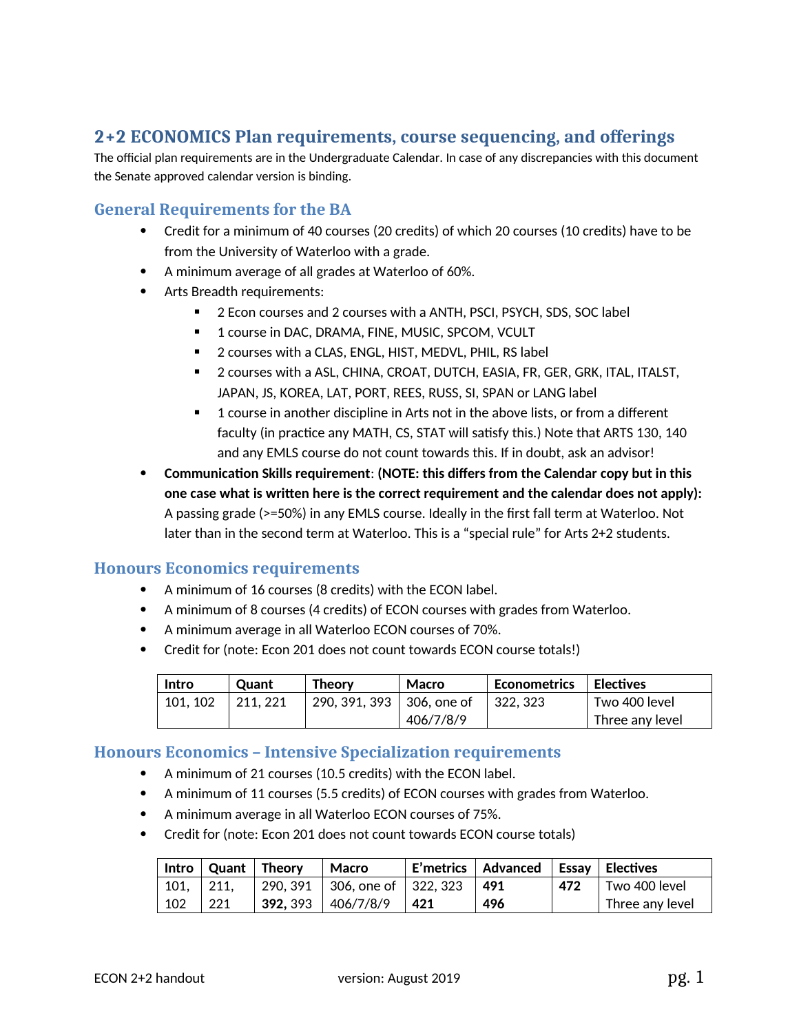## 2+2 ECONOMICS Plan requirements, course sequencing, and offerings

The official plan requirements are in the Undergraduate Calendar. In case of any discrepancies with this document the Senate approved calendar version is binding.

### General Requirements for the BA

- Credit for a minimum of 40 courses (20 credits) of which 20 courses (10 credits) have to be from the University of Waterloo with a grade.
- A minimum average of all grades at Waterloo of 60%.
- Arts Breadth requirements:
  - 2 Econ courses and 2 courses with a ANTH, PSCI, PSYCH, SDS, SOC label
  - 1 course in DAC, DRAMA, FINE, MUSIC, SPCOM, VCULT
  - 2 courses with a CLAS, ENGL, HIST, MEDVL, PHIL, RS label
  - 2 courses with a ASL, CHINA, CROAT, DUTCH, EASIA, FR, GER, GRK, ITAL, ITALST, JAPAN, JS, KOREA, LAT, PORT, REES, RUSS, SI, SPAN or LANG label
  - 1 course in another discipline in Arts not in the above lists, or from a different faculty (in practice any MATH, CS, STAT will satisfy this.) Note that ARTS 130, 140 and any EMLS course do not count towards this. If in doubt, ask an advisor!
- **Communication Skills requirement**: **(NOTE: this differs from the Calendar copy but in this one case what is written here is the correct requirement and the calendar does not apply):** A passing grade (>=50%) in any EMLS course. Ideally in the first fall term at Waterloo. Not later than in the second term at Waterloo. This is a "special rule" for Arts 2+2 students.

### Honours Economics requirements

- A minimum of 16 courses (8 credits) with the ECON label.
- A minimum of 8 courses (4 credits) of ECON courses with grades from Waterloo.
- A minimum average in all Waterloo ECON courses of 70%.
- Credit for (note: Econ 201 does not count towards ECON course totals!)

| Intro | Quant | Theory | Macro | Econometrics | Electives |
|---|---|---|---|---|---|
| 101, 102 | 211, 221 | 290, 391, 393 | 306, one of 406/7/8/9 | 322, 323 | Two 400 level<br>Three any level |

### Honours Economics – Intensive Specialization requirements

- A minimum of 21 courses (10.5 credits) with the ECON label.
- A minimum of 11 courses (5.5 credits) of ECON courses with grades from Waterloo.
- A minimum average in all Waterloo ECON courses of 75%.
- Credit for (note: Econ 201 does not count towards ECON course totals)

| Intro | Quant | Theory | Macro | E'metrics | Advanced | Essay | Electives |
|---|---|---|---|---|---|---|---|
| 101, 102 | 211, 221 | 290, 391 **392,** 393 | 306, one of 406/7/8/9 | 322, 323 **421** | **491** **496** | **472** | Two 400 level<br>Three any level |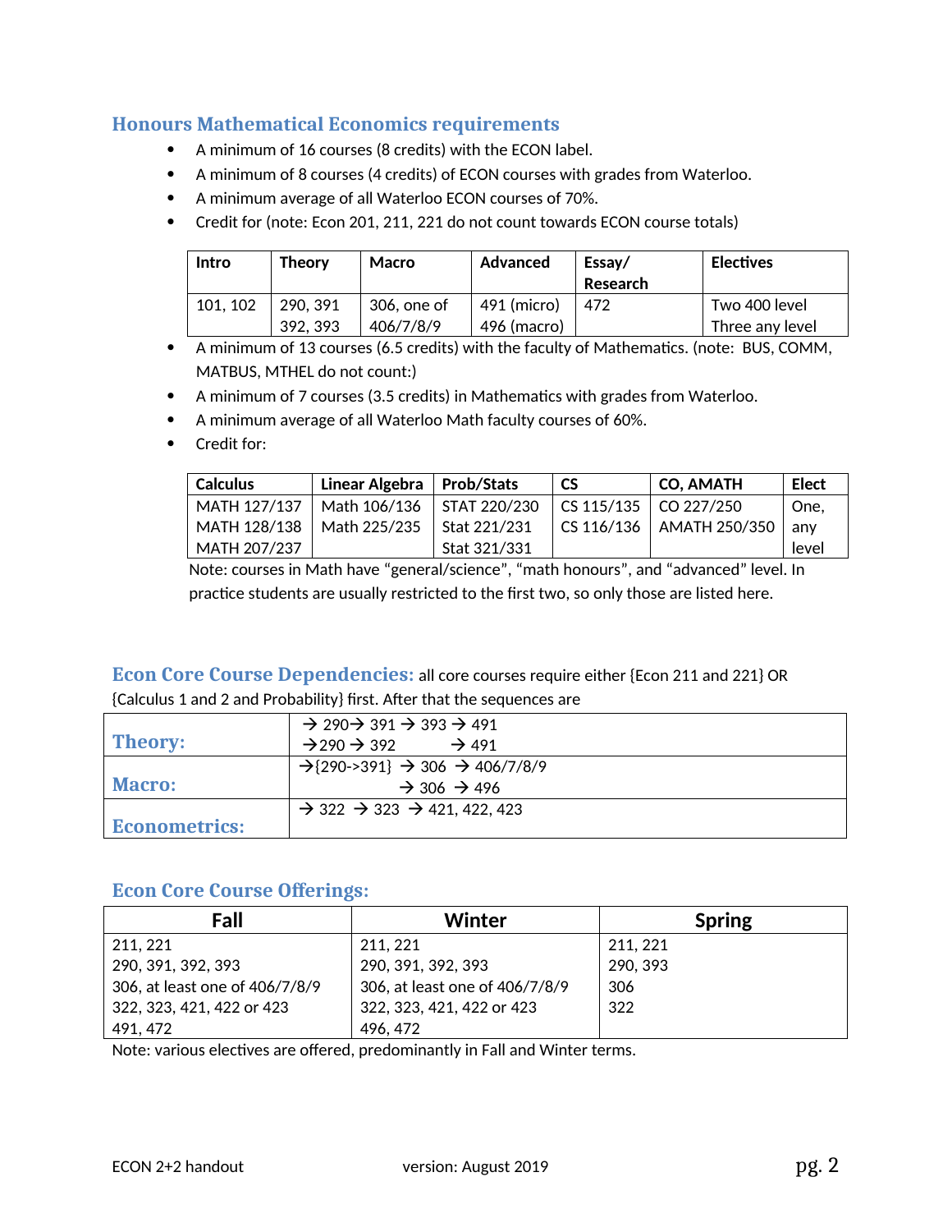## Honours Mathematical Economics requirements

- A minimum of 16 courses (8 credits) with the ECON label.
- A minimum of 8 courses (4 credits) of ECON courses with grades from Waterloo.
- A minimum average of all Waterloo ECON courses of 70%.
- Credit for (note: Econ 201, 211, 221 do not count towards ECON course totals)

| Intro | Theory | Macro | Advanced | Essay/ Research | Electives |
|---|---|---|---|---|---|
| 101, 102 | 290, 391<br>392, 393 | 306, one of<br>406/7/8/9 | 491 (micro)<br>496 (macro) | 472 | Two 400 level<br>Three any level |

- A minimum of 13 courses (6.5 credits) with the faculty of Mathematics. (note: BUS, COMM, MATBUS, MTHEL do not count:)
- A minimum of 7 courses (3.5 credits) in Mathematics with grades from Waterloo.
- A minimum average of all Waterloo Math faculty courses of 60%.
- Credit for:

| Calculus | Linear Algebra | Prob/Stats | CS | CO, AMATH | Elect |
|---|---|---|---|---|---|
| MATH 127/137<br>MATH 128/138<br>MATH 207/237 | Math 106/136<br>Math 225/235 | STAT 220/230<br>Stat 221/231<br>Stat 321/331 | CS 115/135<br>CS 116/136 | CO 227/250<br>AMATH 250/350 | One, any level |

Note: courses in Math have "general/science", "math honours", and "advanced" level. In practice students are usually restricted to the first two, so only those are listed here.

## Econ Core Course Dependencies: all core courses require either {Econ 211 and 221} OR {Calculus 1 and 2 and Probability} first. After that the sequences are

| | |
|---|---|
| **Theory:** | → 290 → 391 → 393 → 491<br>→ 290 → 392 → 491 |
| **Macro:** | → {290->391} → 306 → 406/7/8/9<br>→ 306 → 496 |
| **Econometrics:** | → 322 → 323 → 421, 422, 423 |

## Econ Core Course Offerings:

| Fall | Winter | Spring |
|---|---|---|
| 211, 221<br>290, 391, 392, 393<br>306, at least one of 406/7/8/9<br>322, 323, 421, 422 or 423<br>491, 472 | 211, 221<br>290, 391, 392, 393<br>306, at least one of 406/7/8/9<br>322, 323, 421, 422 or 423<br>496, 472 | 211, 221<br>290, 393<br>306<br>322 |

Note: various electives are offered, predominantly in Fall and Winter terms.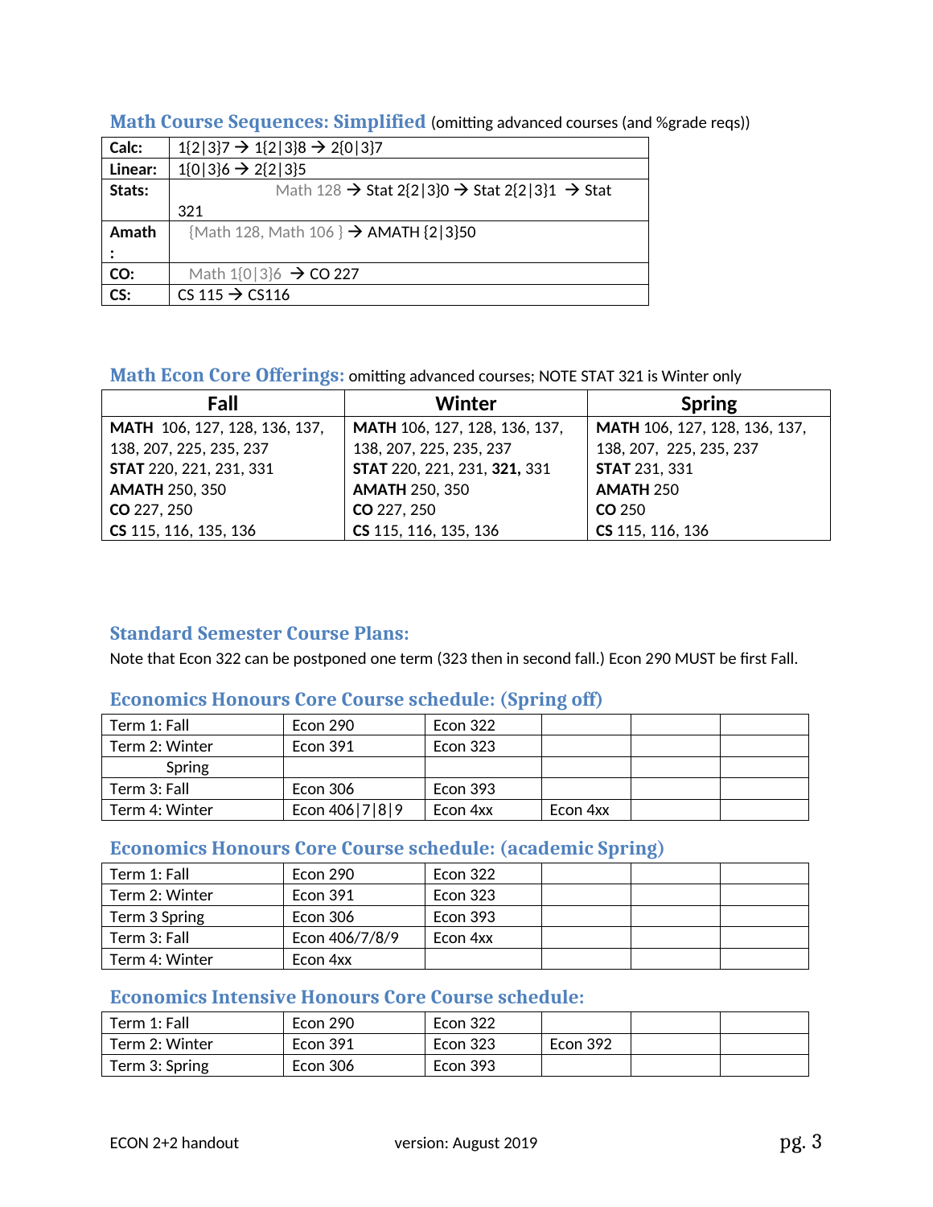## Math Course Sequences: Simplified (omitting advanced courses (and %grade reqs))

| | |
|---|---|
| **Calc:** | 1{2\|3}7 → 1{2\|3}8 → 2{0\|3}7 |
| **Linear:** | 1{0\|3}6 → 2{2\|3}5 |
| **Stats:** | Math 128 → Stat 2{2\|3}0 → Stat 2{2\|3}1 → Stat 321 |
| **Amath:** | {Math 128, Math 106 } → AMATH {2\|3}50 |
| **CO:** | Math 1{0\|3}6 → CO 227 |
| **CS:** | CS 115 → CS116 |

## Math Econ Core Offerings: omitting advanced courses; NOTE STAT 321 is Winter only

| Fall | Winter | Spring |
|---|---|---|
| **MATH** 106, 127, 128, 136, 137, 138, 207, 225, 235, 237<br>**STAT** 220, 221, 231, 331<br>**AMATH** 250, 350<br>**CO** 227, 250<br>**CS** 115, 116, 135, 136 | **MATH** 106, 127, 128, 136, 137, 138, 207, 225, 235, 237<br>**STAT** 220, 221, 231, **321**, 331<br>**AMATH** 250, 350<br>**CO** 227, 250<br>**CS** 115, 116, 135, 136 | **MATH** 106, 127, 128, 136, 137, 138, 207, 225, 235, 237<br>**STAT** 231, 331<br>**AMATH** 250<br>**CO** 250<br>**CS** 115, 116, 136 |

## Standard Semester Course Plans:

Note that Econ 322 can be postponed one term (323 then in second fall.) Econ 290 MUST be first Fall.

### Economics Honours Core Course schedule: (Spring off)

| | | | | | |
|---|---|---|---|---|---|
| Term 1: Fall | Econ 290 | Econ 322 | | | |
| Term 2: Winter | Econ 391 | Econ 323 | | | |
| Spring | | | | | |
| Term 3: Fall | Econ 306 | Econ 393 | | | |
| Term 4: Winter | Econ 406\|7\|8\|9 | Econ 4xx | Econ 4xx | | |

### Economics Honours Core Course schedule: (academic Spring)

| | | | | | |
|---|---|---|---|---|---|
| Term 1: Fall | Econ 290 | Econ 322 | | | |
| Term 2: Winter | Econ 391 | Econ 323 | | | |
| Term 3 Spring | Econ 306 | Econ 393 | | | |
| Term 3: Fall | Econ 406/7/8/9 | Econ 4xx | | | |
| Term 4: Winter | Econ 4xx | | | | |

### Economics Intensive Honours Core Course schedule:

| | | | | | |
|---|---|---|---|---|---|
| Term 1: Fall | Econ 290 | Econ 322 | | | |
| Term 2: Winter | Econ 391 | Econ 323 | Econ 392 | | |
| Term 3: Spring | Econ 306 | Econ 393 | | | |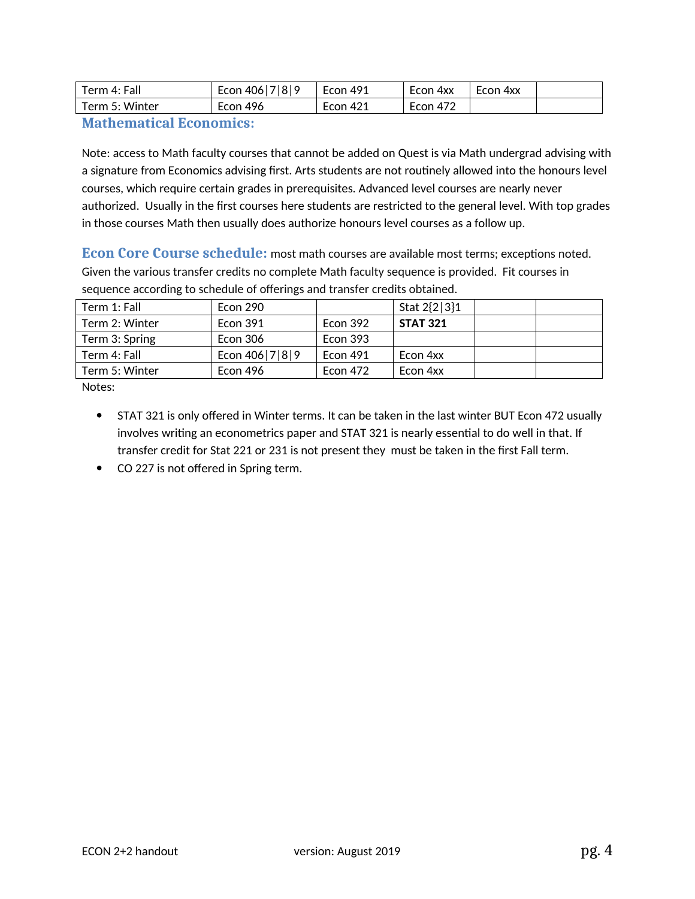| | | | | | |
|---|---|---|---|---|---|
| Term 4: Fall | Econ 406\|7\|8\|9 | Econ 491 | Econ 4xx | Econ 4xx | |
| Term 5: Winter | Econ 496 | Econ 421 | Econ 472 | | |

## Mathematical Economics:

Note: access to Math faculty courses that cannot be added on Quest is via Math undergrad advising with a signature from Economics advising first. Arts students are not routinely allowed into the honours level courses, which require certain grades in prerequisites. Advanced level courses are nearly never authorized. Usually in the first courses here students are restricted to the general level. With top grades in those courses Math then usually does authorize honours level courses as a follow up.

**Econ Core Course schedule:** most math courses are available most terms; exceptions noted. Given the various transfer credits no complete Math faculty sequence is provided. Fit courses in sequence according to schedule of offerings and transfer credits obtained.

| | | | | | |
|---|---|---|---|---|---|
| Term 1: Fall | Econ 290 | | Stat 2{2\|3}1 | | |
| Term 2: Winter | Econ 391 | Econ 392 | **STAT 321** | | |
| Term 3: Spring | Econ 306 | Econ 393 | | | |
| Term 4: Fall | Econ 406\|7\|8\|9 | Econ 491 | Econ 4xx | | |
| Term 5: Winter | Econ 496 | Econ 472 | Econ 4xx | | |

Notes:

- STAT 321 is only offered in Winter terms. It can be taken in the last winter BUT Econ 472 usually involves writing an econometrics paper and STAT 321 is nearly essential to do well in that. If transfer credit for Stat 221 or 231 is not present they must be taken in the first Fall term.
- CO 227 is not offered in Spring term.